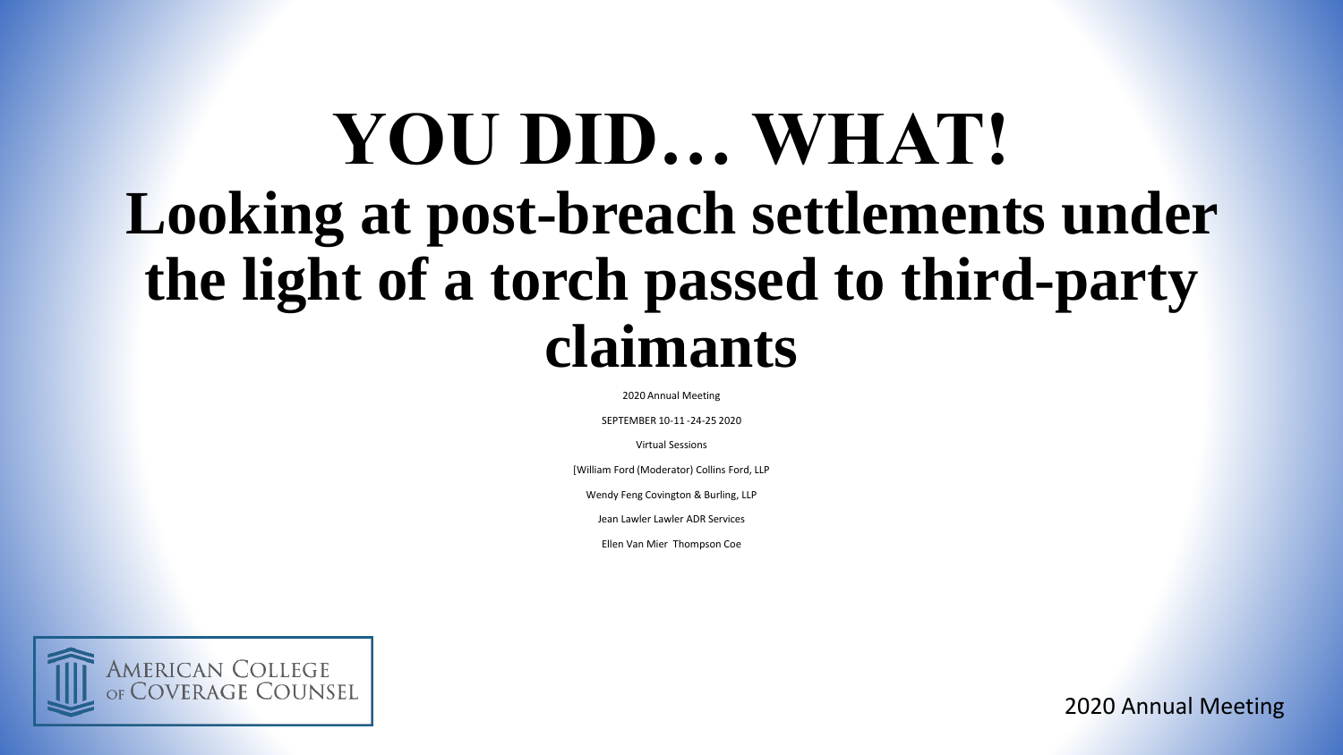# YOU DID… WHAT!

## Looking at post-breach settlements under the light of a torch passed to third-party claimants

2020 Annual Meeting

SEPTEMBER 10-11 -24-25 2020

Virtual Sessions

[William Ford (Moderator) Collins Ford, LLP

Wendy Feng Covington & Burling, LLP

Jean Lawler Lawler ADR Services

Ellen Van Mier Thompson Coe

AMERICAN COLLEGE OF COVERAGE COUNSEL

2020 Annual Meeting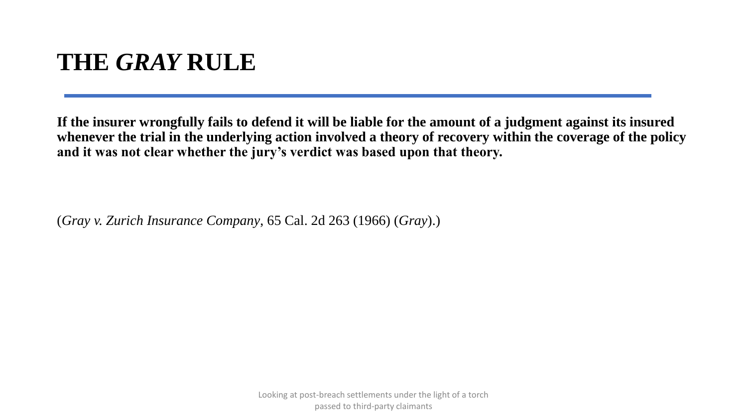# THE *GRAY* RULE

**If the insurer wrongfully fails to defend it will be liable for the amount of a judgment against its insured whenever the trial in the underlying action involved a theory of recovery within the coverage of the policy and it was not clear whether the jury's verdict was based upon that theory.**

(*Gray v. Zurich Insurance Company*, 65 Cal. 2d 263 (1966) (*Gray*).)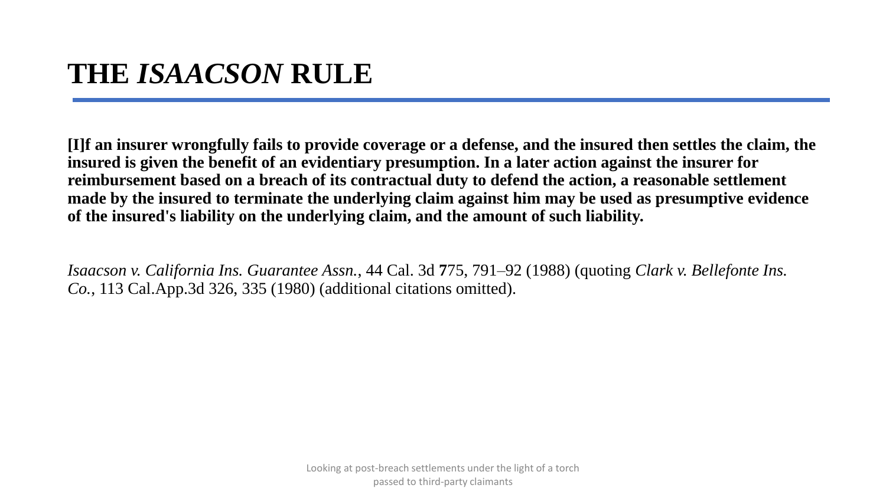# THE *ISAACSON* RULE

**[I]f an insurer wrongfully fails to provide coverage or a defense, and the insured then settles the claim, the insured is given the benefit of an evidentiary presumption. In a later action against the insurer for reimbursement based on a breach of its contractual duty to defend the action, a reasonable settlement made by the insured to terminate the underlying claim against him may be used as presumptive evidence of the insured's liability on the underlying claim, and the amount of such liability.**

*Isaacson v. California Ins. Guarantee Assn.*, 44 Cal. 3d 775, 791–92 (1988) (quoting *Clark v. Bellefonte Ins. Co.*, 113 Cal.App.3d 326, 335 (1980) (additional citations omitted).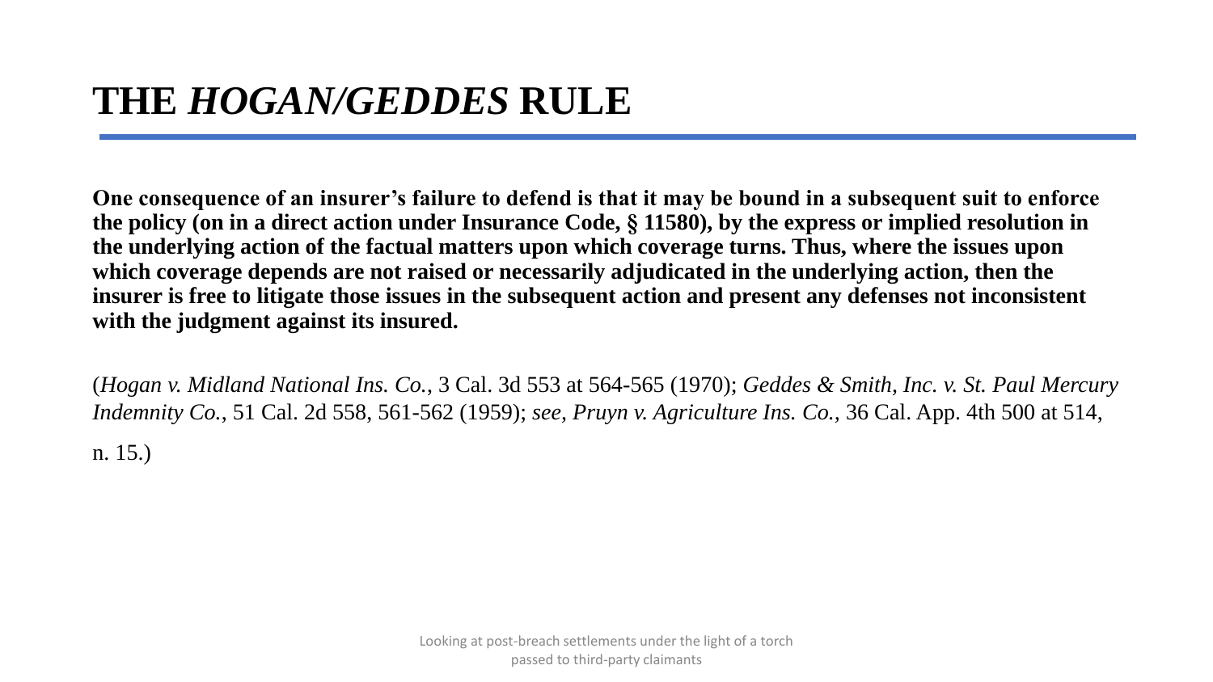# THE *HOGAN/GEDDES* RULE

**One consequence of an insurer's failure to defend is that it may be bound in a subsequent suit to enforce the policy (on in a direct action under Insurance Code, § 11580), by the express or implied resolution in the underlying action of the factual matters upon which coverage turns. Thus, where the issues upon which coverage depends are not raised or necessarily adjudicated in the underlying action, then the insurer is free to litigate those issues in the subsequent action and present any defenses not inconsistent with the judgment against its insured.**

(*Hogan v. Midland National Ins. Co.*, 3 Cal. 3d 553 at 564-565 (1970); *Geddes & Smith, Inc. v. St. Paul Mercury Indemnity Co.*, 51 Cal. 2d 558, 561-562 (1959); *see, Pruyn v. Agriculture Ins. Co.*, 36 Cal. App. 4th 500 at 514, n. 15.)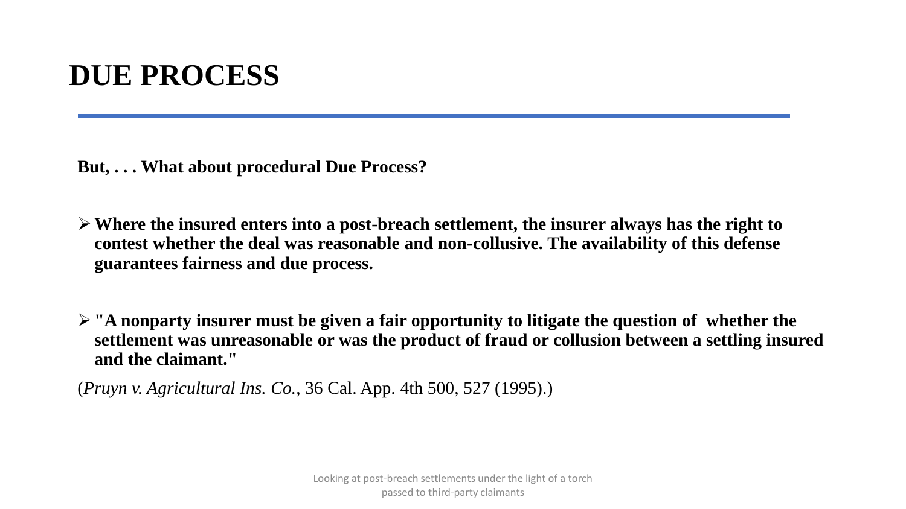# DUE PROCESS

**But, . . . What about procedural Due Process?**

- **Where the insured enters into a post-breach settlement, the insurer always has the right to contest whether the deal was reasonable and non-collusive. The availability of this defense guarantees fairness and due process.**

- **"A nonparty insurer must be given a fair opportunity to litigate the question of whether the settlement was unreasonable or was the product of fraud or collusion between a settling insured and the claimant."**

(*Pruyn v. Agricultural Ins. Co.*, 36 Cal. App. 4th 500, 527 (1995).)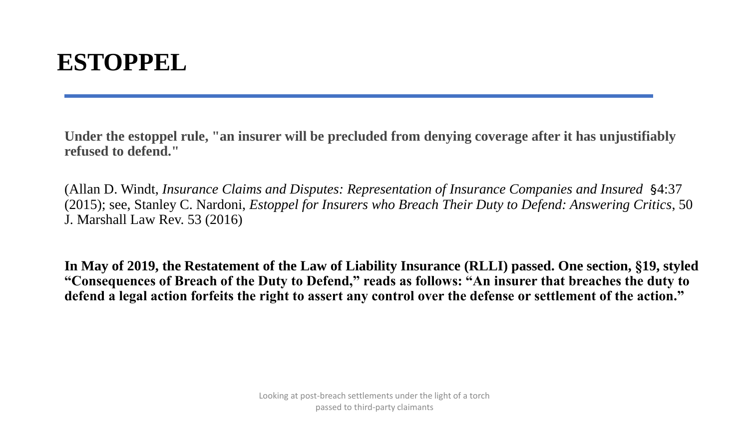# ESTOPPEL

**Under the estoppel rule, "an insurer will be precluded from denying coverage after it has unjustifiably refused to defend."**

(Allan D. Windt, *Insurance Claims and Disputes: Representation of Insurance Companies and Insured* §4:37 (2015); see, Stanley C. Nardoni, *Estoppel for Insurers who Breach Their Duty to Defend: Answering Critics*, 50 J. Marshall Law Rev. 53 (2016)

**In May of 2019, the Restatement of the Law of Liability Insurance (RLLI) passed. One section, §19, styled "Consequences of Breach of the Duty to Defend," reads as follows: "An insurer that breaches the duty to defend a legal action forfeits the right to assert any control over the defense or settlement of the action."**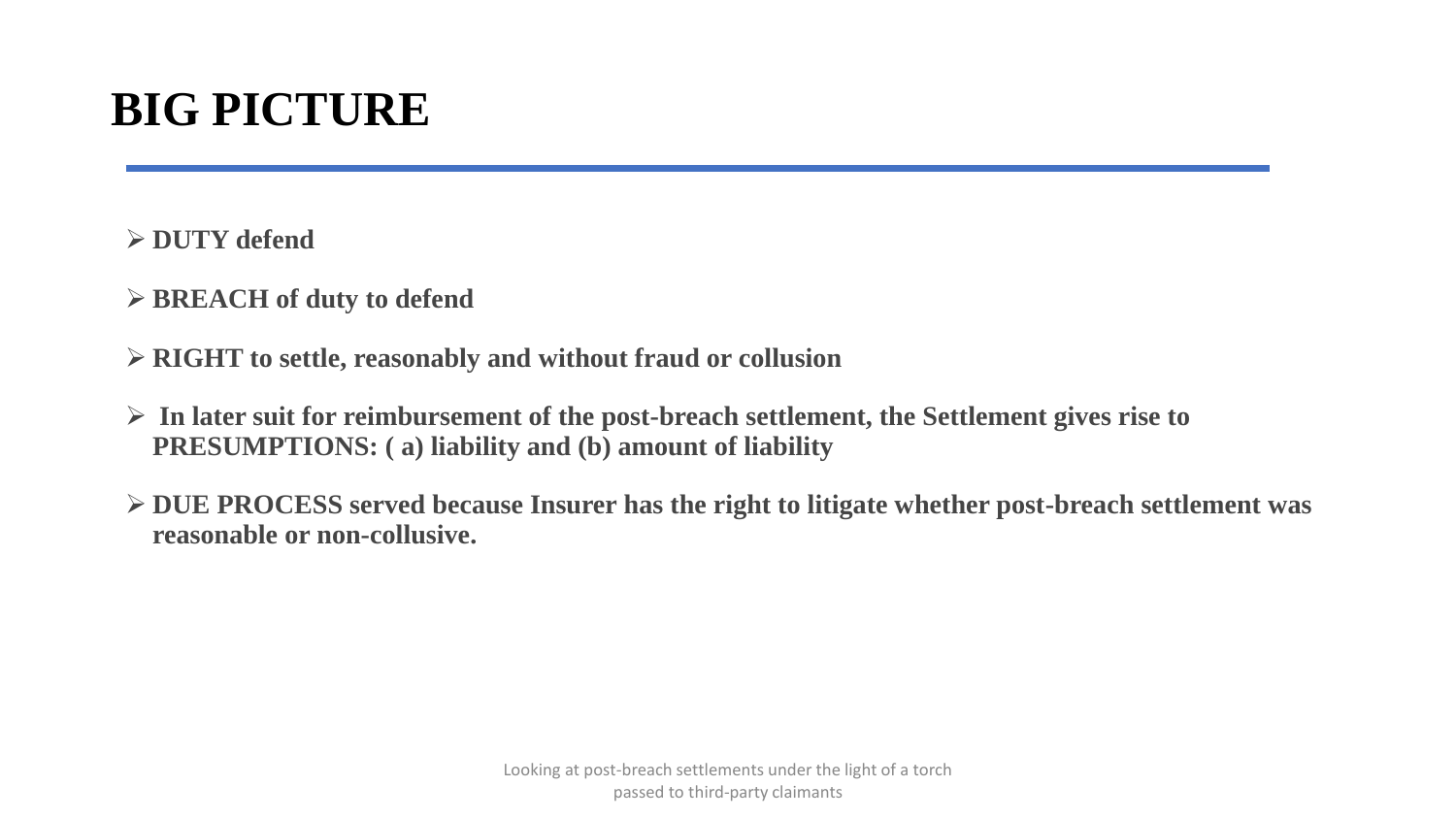# BIG PICTURE

- **DUTY defend**
- **BREACH of duty to defend**
- **RIGHT to settle, reasonably and without fraud or collusion**
- **In later suit for reimbursement of the post-breach settlement, the Settlement gives rise to PRESUMPTIONS: ( a) liability and (b) amount of liability**
- **DUE PROCESS served because Insurer has the right to litigate whether post-breach settlement was reasonable or non-collusive.**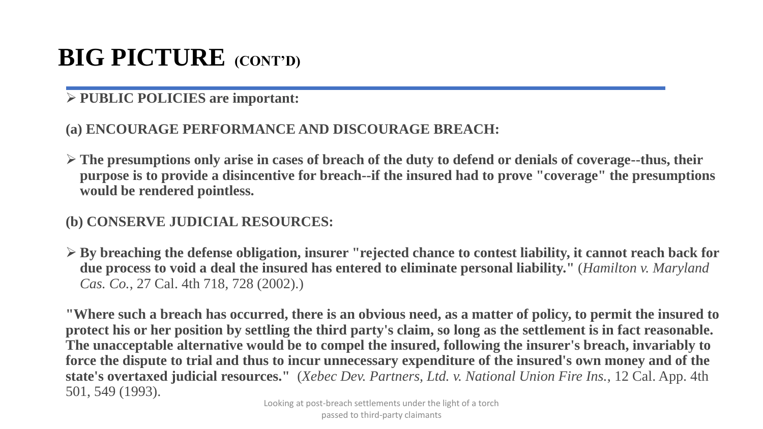# BIG PICTURE (CONT'D)

- **PUBLIC POLICIES are important:**

**(a) ENCOURAGE PERFORMANCE AND DISCOURAGE BREACH:**

- **The presumptions only arise in cases of breach of the duty to defend or denials of coverage--thus, their purpose is to provide a disincentive for breach--if the insured had to prove "coverage" the presumptions would be rendered pointless.**

**(b) CONSERVE JUDICIAL RESOURCES:**

- **By breaching the defense obligation, insurer "rejected chance to contest liability, it cannot reach back for due process to void a deal the insured has entered to eliminate personal liability."** (*Hamilton v. Maryland Cas. Co.*, 27 Cal. 4th 718, 728 (2002).)

**"Where such a breach has occurred, there is an obvious need, as a matter of policy, to permit the insured to protect his or her position by settling the third party's claim, so long as the settlement is in fact reasonable. The unacceptable alternative would be to compel the insured, following the insurer's breach, invariably to force the dispute to trial and thus to incur unnecessary expenditure of the insured's own money and of the state's overtaxed judicial resources."** (*Xebec Dev. Partners, Ltd. v. National Union Fire Ins.*, 12 Cal. App. 4th 501, 549 (1993).